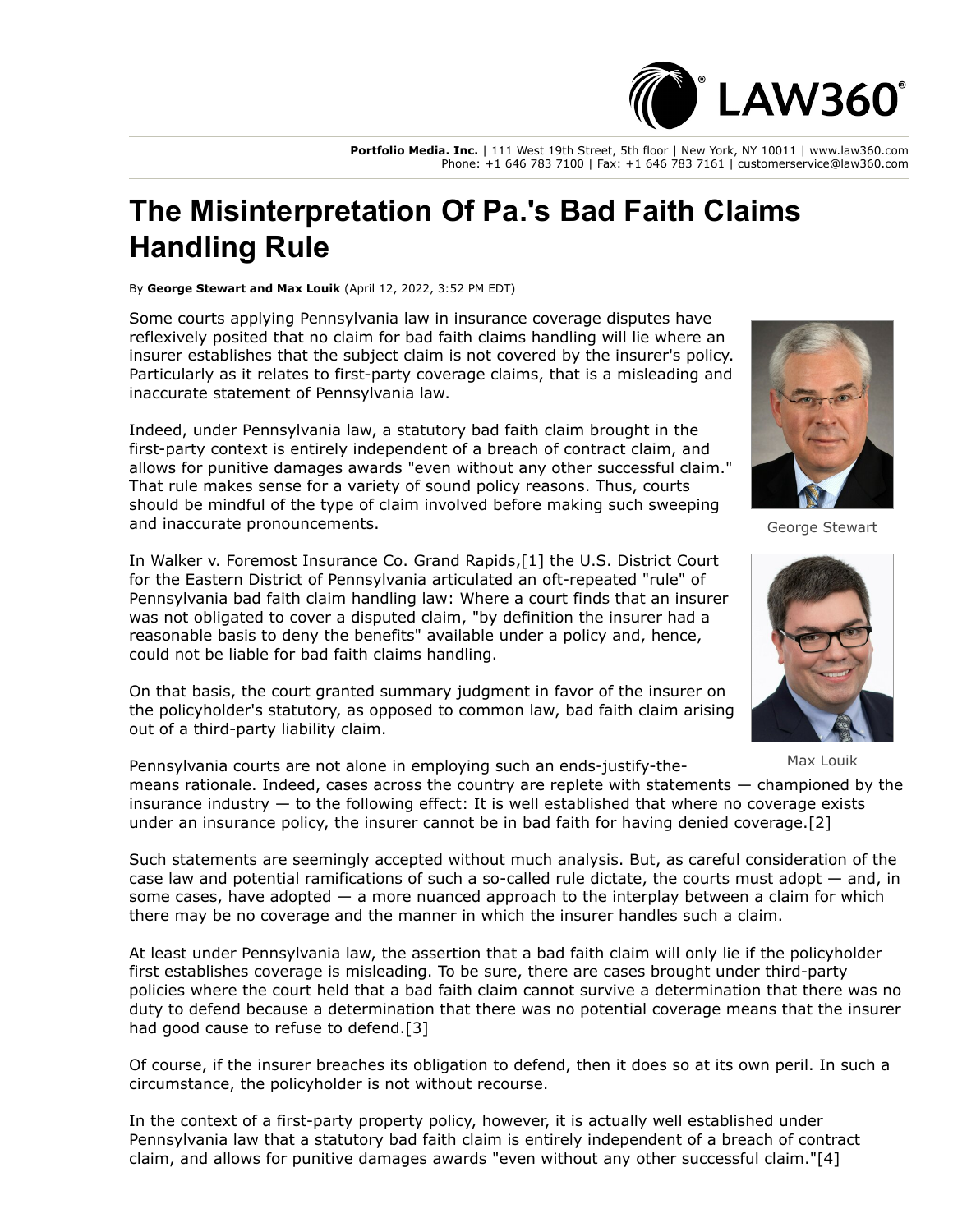# The Misinterpretation Of Pa.'s Bad Faith Claims Handling Rule

By **George Stewart and Max Louik** (April 12, 2022, 3:52 PM EDT)

Some courts applying Pennsylvania law in insurance coverage disputes have reflexively posited that no claim for bad faith claims handling will lie where an insurer establishes that the subject claim is not covered by the insurer's policy. Particularly as it relates to first-party coverage claims, that is a misleading and inaccurate statement of Pennsylvania law.

Indeed, under Pennsylvania law, a statutory bad faith claim brought in the first-party context is entirely independent of a breach of contract claim, and allows for punitive damages awards "even without any other successful claim." That rule makes sense for a variety of sound policy reasons. Thus, courts should be mindful of the type of claim involved before making such sweeping and inaccurate pronouncements.

George Stewart

In Walker v. Foremost Insurance Co. Grand Rapids,[1] the U.S. District Court for the Eastern District of Pennsylvania articulated an oft-repeated "rule" of Pennsylvania bad faith claim handling law: Where a court finds that an insurer was not obligated to cover a disputed claim, "by definition the insurer had a reasonable basis to deny the benefits" available under a policy and, hence, could not be liable for bad faith claims handling.

On that basis, the court granted summary judgment in favor of the insurer on the policyholder's statutory, as opposed to common law, bad faith claim arising out of a third-party liability claim.

Max Louik

Pennsylvania courts are not alone in employing such an ends-justify-the-means rationale. Indeed, cases across the country are replete with statements — championed by the insurance industry — to the following effect: It is well established that where no coverage exists under an insurance policy, the insurer cannot be in bad faith for having denied coverage.[2]

Such statements are seemingly accepted without much analysis. But, as careful consideration of the case law and potential ramifications of such a so-called rule dictate, the courts must adopt — and, in some cases, have adopted — a more nuanced approach to the interplay between a claim for which there may be no coverage and the manner in which the insurer handles such a claim.

At least under Pennsylvania law, the assertion that a bad faith claim will only lie if the policyholder first establishes coverage is misleading. To be sure, there are cases brought under third-party policies where the court held that a bad faith claim cannot survive a determination that there was no duty to defend because a determination that there was no potential coverage means that the insurer had good cause to refuse to defend.[3]

Of course, if the insurer breaches its obligation to defend, then it does so at its own peril. In such a circumstance, the policyholder is not without recourse.

In the context of a first-party property policy, however, it is actually well established under Pennsylvania law that a statutory bad faith claim is entirely independent of a breach of contract claim, and allows for punitive damages awards "even without any other successful claim."[4]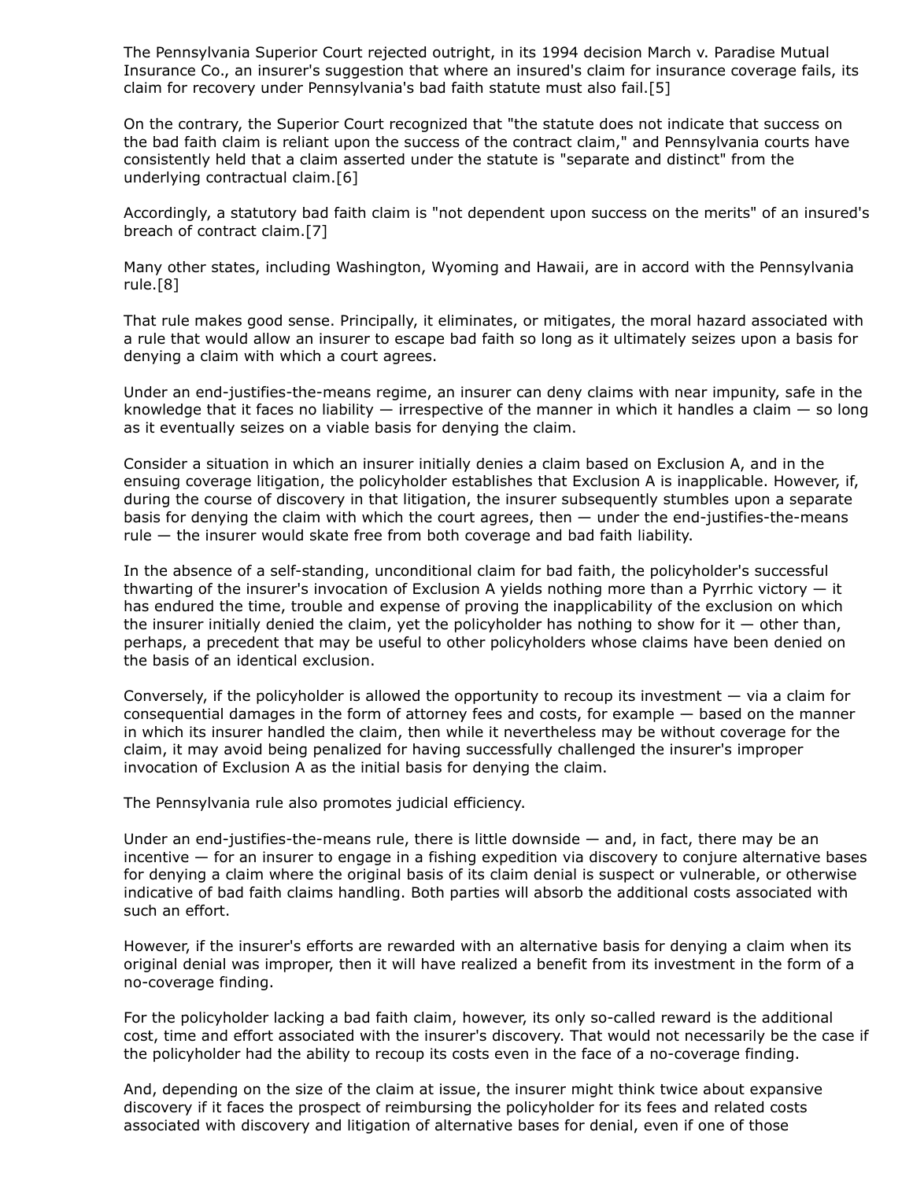The Pennsylvania Superior Court rejected outright, in its 1994 decision March v. Paradise Mutual Insurance Co., an insurer's suggestion that where an insured's claim for insurance coverage fails, its claim for recovery under Pennsylvania's bad faith statute must also fail.[5]

On the contrary, the Superior Court recognized that "the statute does not indicate that success on the bad faith claim is reliant upon the success of the contract claim," and Pennsylvania courts have consistently held that a claim asserted under the statute is "separate and distinct" from the underlying contractual claim.[6]

Accordingly, a statutory bad faith claim is "not dependent upon success on the merits" of an insured's breach of contract claim.[7]

Many other states, including Washington, Wyoming and Hawaii, are in accord with the Pennsylvania rule.[8]

That rule makes good sense. Principally, it eliminates, or mitigates, the moral hazard associated with a rule that would allow an insurer to escape bad faith so long as it ultimately seizes upon a basis for denying a claim with which a court agrees.

Under an end-justifies-the-means regime, an insurer can deny claims with near impunity, safe in the knowledge that it faces no liability — irrespective of the manner in which it handles a claim — so long as it eventually seizes on a viable basis for denying the claim.

Consider a situation in which an insurer initially denies a claim based on Exclusion A, and in the ensuing coverage litigation, the policyholder establishes that Exclusion A is inapplicable. However, if, during the course of discovery in that litigation, the insurer subsequently stumbles upon a separate basis for denying the claim with which the court agrees, then — under the end-justifies-the-means rule — the insurer would skate free from both coverage and bad faith liability.

In the absence of a self-standing, unconditional claim for bad faith, the policyholder's successful thwarting of the insurer's invocation of Exclusion A yields nothing more than a Pyrrhic victory — it has endured the time, trouble and expense of proving the inapplicability of the exclusion on which the insurer initially denied the claim, yet the policyholder has nothing to show for it — other than, perhaps, a precedent that may be useful to other policyholders whose claims have been denied on the basis of an identical exclusion.

Conversely, if the policyholder is allowed the opportunity to recoup its investment — via a claim for consequential damages in the form of attorney fees and costs, for example — based on the manner in which its insurer handled the claim, then while it nevertheless may be without coverage for the claim, it may avoid being penalized for having successfully challenged the insurer's improper invocation of Exclusion A as the initial basis for denying the claim.

The Pennsylvania rule also promotes judicial efficiency.

Under an end-justifies-the-means rule, there is little downside — and, in fact, there may be an incentive — for an insurer to engage in a fishing expedition via discovery to conjure alternative bases for denying a claim where the original basis of its claim denial is suspect or vulnerable, or otherwise indicative of bad faith claims handling. Both parties will absorb the additional costs associated with such an effort.

However, if the insurer's efforts are rewarded with an alternative basis for denying a claim when its original denial was improper, then it will have realized a benefit from its investment in the form of a no-coverage finding.

For the policyholder lacking a bad faith claim, however, its only so-called reward is the additional cost, time and effort associated with the insurer's discovery. That would not necessarily be the case if the policyholder had the ability to recoup its costs even in the face of a no-coverage finding.

And, depending on the size of the claim at issue, the insurer might think twice about expansive discovery if it faces the prospect of reimbursing the policyholder for its fees and related costs associated with discovery and litigation of alternative bases for denial, even if one of those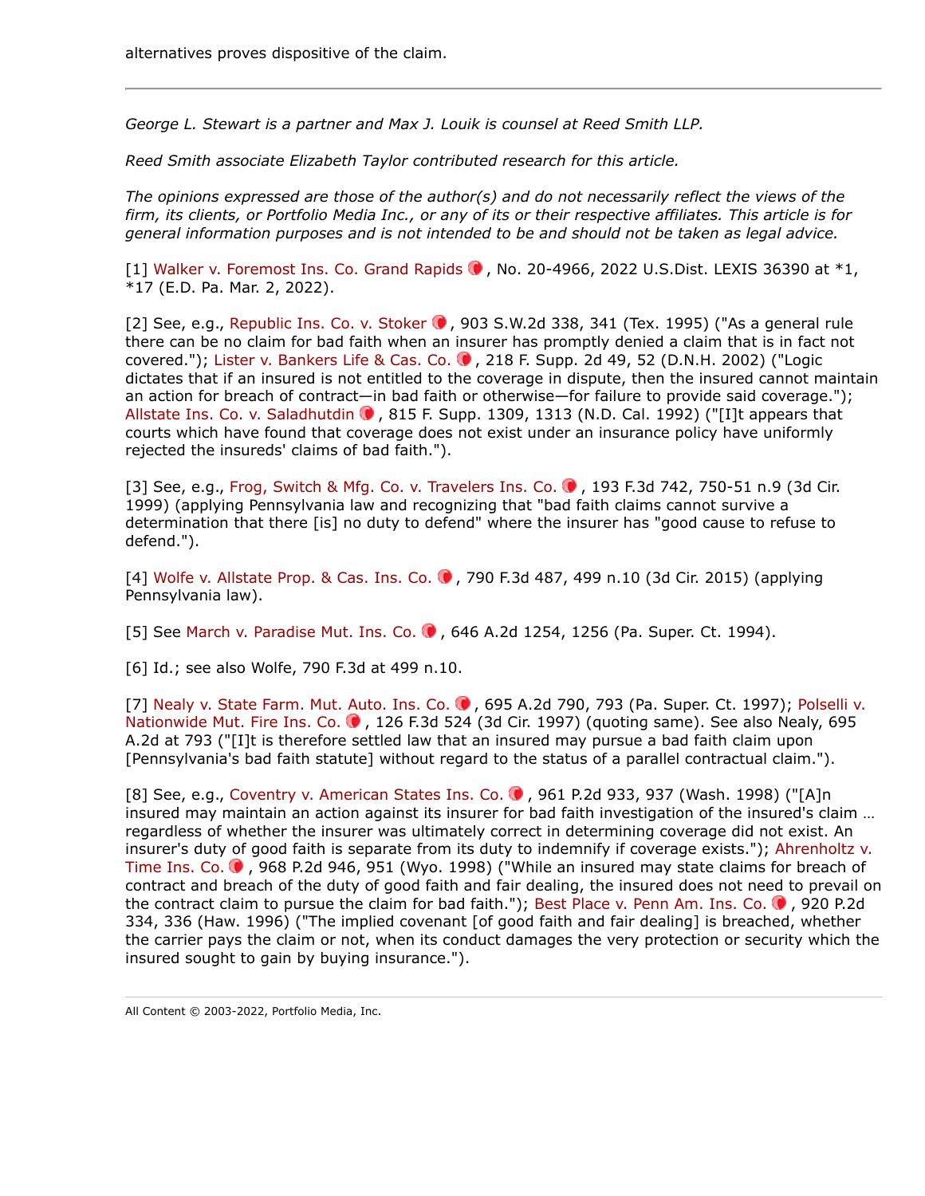alternatives proves dispositive of the claim.

---

*George L. Stewart is a partner and Max J. Louik is counsel at Reed Smith LLP.*

*Reed Smith associate Elizabeth Taylor contributed research for this article.*

*The opinions expressed are those of the author(s) and do not necessarily reflect the views of the firm, its clients, or Portfolio Media Inc., or any of its or their respective affiliates. This article is for general information purposes and is not intended to be and should not be taken as legal advice.*

[1] Walker v. Foremost Ins. Co. Grand Rapids, No. 20-4966, 2022 U.S.Dist. LEXIS 36390 at *1, *17 (E.D. Pa. Mar. 2, 2022).

[2] See, e.g., Republic Ins. Co. v. Stoker, 903 S.W.2d 338, 341 (Tex. 1995) ("As a general rule there can be no claim for bad faith when an insurer has promptly denied a claim that is in fact not covered."); Lister v. Bankers Life & Cas. Co., 218 F. Supp. 2d 49, 52 (D.N.H. 2002) ("Logic dictates that if an insured is not entitled to the coverage in dispute, then the insured cannot maintain an action for breach of contract—in bad faith or otherwise—for failure to provide said coverage."); Allstate Ins. Co. v. Saladhutdin, 815 F. Supp. 1309, 1313 (N.D. Cal. 1992) ("[I]t appears that courts which have found that coverage does not exist under an insurance policy have uniformly rejected the insureds' claims of bad faith.").

[3] See, e.g., Frog, Switch & Mfg. Co. v. Travelers Ins. Co., 193 F.3d 742, 750-51 n.9 (3d Cir. 1999) (applying Pennsylvania law and recognizing that "bad faith claims cannot survive a determination that there [is] no duty to defend" where the insurer has "good cause to refuse to defend.").

[4] Wolfe v. Allstate Prop. & Cas. Ins. Co., 790 F.3d 487, 499 n.10 (3d Cir. 2015) (applying Pennsylvania law).

[5] See March v. Paradise Mut. Ins. Co., 646 A.2d 1254, 1256 (Pa. Super. Ct. 1994).

[6] Id.; see also Wolfe, 790 F.3d at 499 n.10.

[7] Nealy v. State Farm. Mut. Auto. Ins. Co., 695 A.2d 790, 793 (Pa. Super. Ct. 1997); Polselli v. Nationwide Mut. Fire Ins. Co., 126 F.3d 524 (3d Cir. 1997) (quoting same). See also Nealy, 695 A.2d at 793 ("[I]t is therefore settled law that an insured may pursue a bad faith claim upon [Pennsylvania's bad faith statute] without regard to the status of a parallel contractual claim.").

[8] See, e.g., Coventry v. American States Ins. Co., 961 P.2d 933, 937 (Wash. 1998) ("[A]n insured may maintain an action against its insurer for bad faith investigation of the insured's claim … regardless of whether the insurer was ultimately correct in determining coverage did not exist. An insurer's duty of good faith is separate from its duty to indemnify if coverage exists."); Ahrenholtz v. Time Ins. Co., 968 P.2d 946, 951 (Wyo. 1998) ("While an insured may state claims for breach of contract and breach of the duty of good faith and fair dealing, the insured does not need to prevail on the contract claim to pursue the claim for bad faith."); Best Place v. Penn Am. Ins. Co., 920 P.2d 334, 336 (Haw. 1996) ("The implied covenant [of good faith and fair dealing] is breached, whether the carrier pays the claim or not, when its conduct damages the very protection or security which the insured sought to gain by buying insurance.").

---

All Content © 2003-2022, Portfolio Media, Inc.